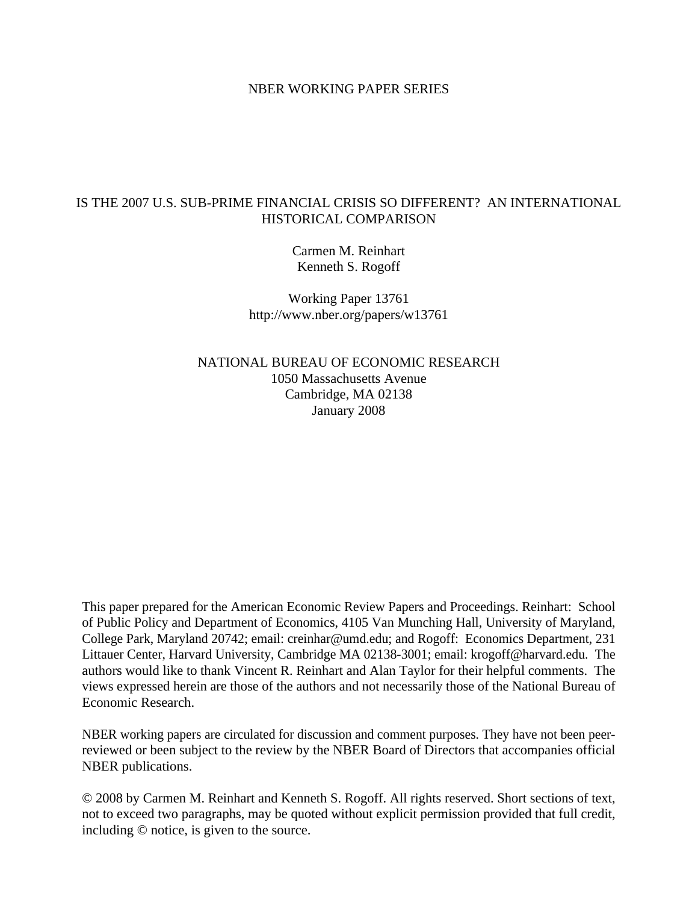NBER WORKING PAPER SERIES

# IS THE 2007 U.S. SUB-PRIME FINANCIAL CRISIS SO DIFFERENT? AN INTERNATIONAL HISTORICAL COMPARISON

Carmen M. Reinhart
Kenneth S. Rogoff

Working Paper 13761
http://www.nber.org/papers/w13761

NATIONAL BUREAU OF ECONOMIC RESEARCH
1050 Massachusetts Avenue
Cambridge, MA 02138
January 2008

This paper prepared for the American Economic Review Papers and Proceedings. Reinhart: School of Public Policy and Department of Economics, 4105 Van Munching Hall, University of Maryland, College Park, Maryland 20742; email: creinhar@umd.edu; and Rogoff: Economics Department, 231 Littauer Center, Harvard University, Cambridge MA 02138-3001; email: krogoff@harvard.edu. The authors would like to thank Vincent R. Reinhart and Alan Taylor for their helpful comments. The views expressed herein are those of the authors and not necessarily those of the National Bureau of Economic Research.

NBER working papers are circulated for discussion and comment purposes. They have not been peer-reviewed or been subject to the review by the NBER Board of Directors that accompanies official NBER publications.

© 2008 by Carmen M. Reinhart and Kenneth S. Rogoff. All rights reserved. Short sections of text, not to exceed two paragraphs, may be quoted without explicit permission provided that full credit, including © notice, is given to the source.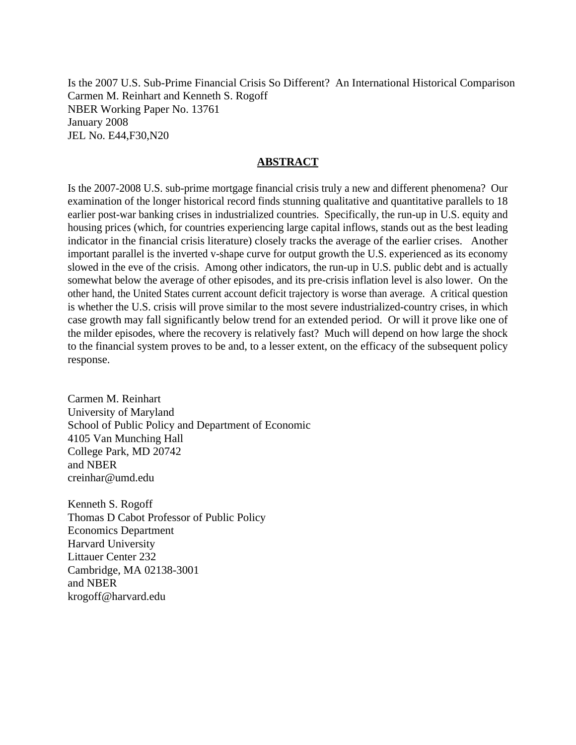Is the 2007 U.S. Sub-Prime Financial Crisis So Different? An International Historical Comparison
Carmen M. Reinhart and Kenneth S. Rogoff
NBER Working Paper No. 13761
January 2008
JEL No. E44,F30,N20

## ABSTRACT

Is the 2007-2008 U.S. sub-prime mortgage financial crisis truly a new and different phenomena? Our examination of the longer historical record finds stunning qualitative and quantitative parallels to 18 earlier post-war banking crises in industrialized countries. Specifically, the run-up in U.S. equity and housing prices (which, for countries experiencing large capital inflows, stands out as the best leading indicator in the financial crisis literature) closely tracks the average of the earlier crises. Another important parallel is the inverted v-shape curve for output growth the U.S. experienced as its economy slowed in the eve of the crisis. Among other indicators, the run-up in U.S. public debt and is actually somewhat below the average of other episodes, and its pre-crisis inflation level is also lower. On the other hand, the United States current account deficit trajectory is worse than average. A critical question is whether the U.S. crisis will prove similar to the most severe industrialized-country crises, in which case growth may fall significantly below trend for an extended period. Or will it prove like one of the milder episodes, where the recovery is relatively fast? Much will depend on how large the shock to the financial system proves to be and, to a lesser extent, on the efficacy of the subsequent policy response.

Carmen M. Reinhart
University of Maryland
School of Public Policy and Department of Economic
4105 Van Munching Hall
College Park, MD 20742
and NBER
creinhar@umd.edu

Kenneth S. Rogoff
Thomas D Cabot Professor of Public Policy
Economics Department
Harvard University
Littauer Center 232
Cambridge, MA 02138-3001
and NBER
krogoff@harvard.edu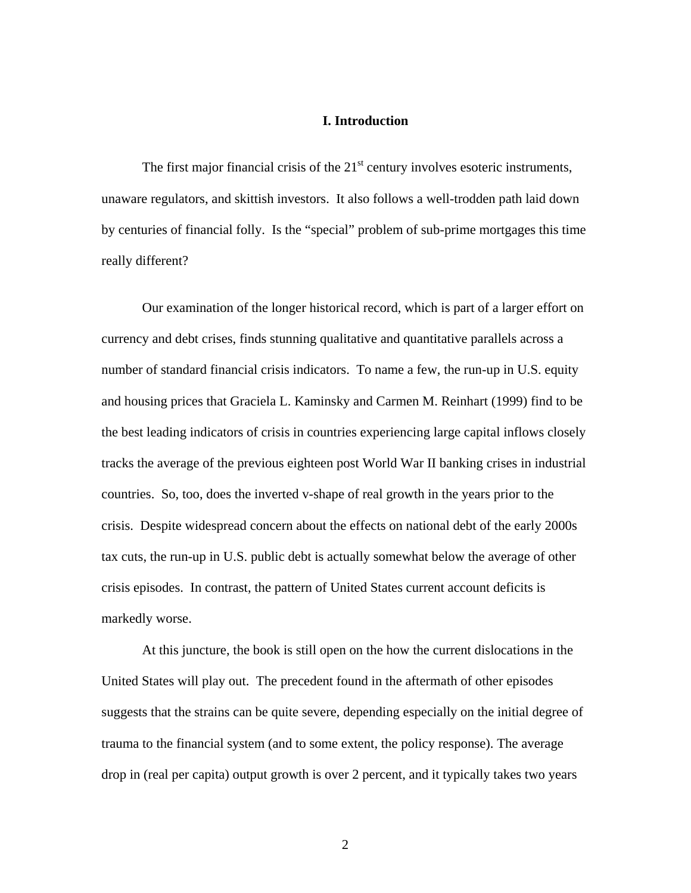# I. Introduction

The first major financial crisis of the 21st century involves esoteric instruments, unaware regulators, and skittish investors. It also follows a well-trodden path laid down by centuries of financial folly. Is the "special" problem of sub-prime mortgages this time really different?

Our examination of the longer historical record, which is part of a larger effort on currency and debt crises, finds stunning qualitative and quantitative parallels across a number of standard financial crisis indicators. To name a few, the run-up in U.S. equity and housing prices that Graciela L. Kaminsky and Carmen M. Reinhart (1999) find to be the best leading indicators of crisis in countries experiencing large capital inflows closely tracks the average of the previous eighteen post World War II banking crises in industrial countries. So, too, does the inverted v-shape of real growth in the years prior to the crisis. Despite widespread concern about the effects on national debt of the early 2000s tax cuts, the run-up in U.S. public debt is actually somewhat below the average of other crisis episodes. In contrast, the pattern of United States current account deficits is markedly worse.

At this juncture, the book is still open on the how the current dislocations in the United States will play out. The precedent found in the aftermath of other episodes suggests that the strains can be quite severe, depending especially on the initial degree of trauma to the financial system (and to some extent, the policy response). The average drop in (real per capita) output growth is over 2 percent, and it typically takes two years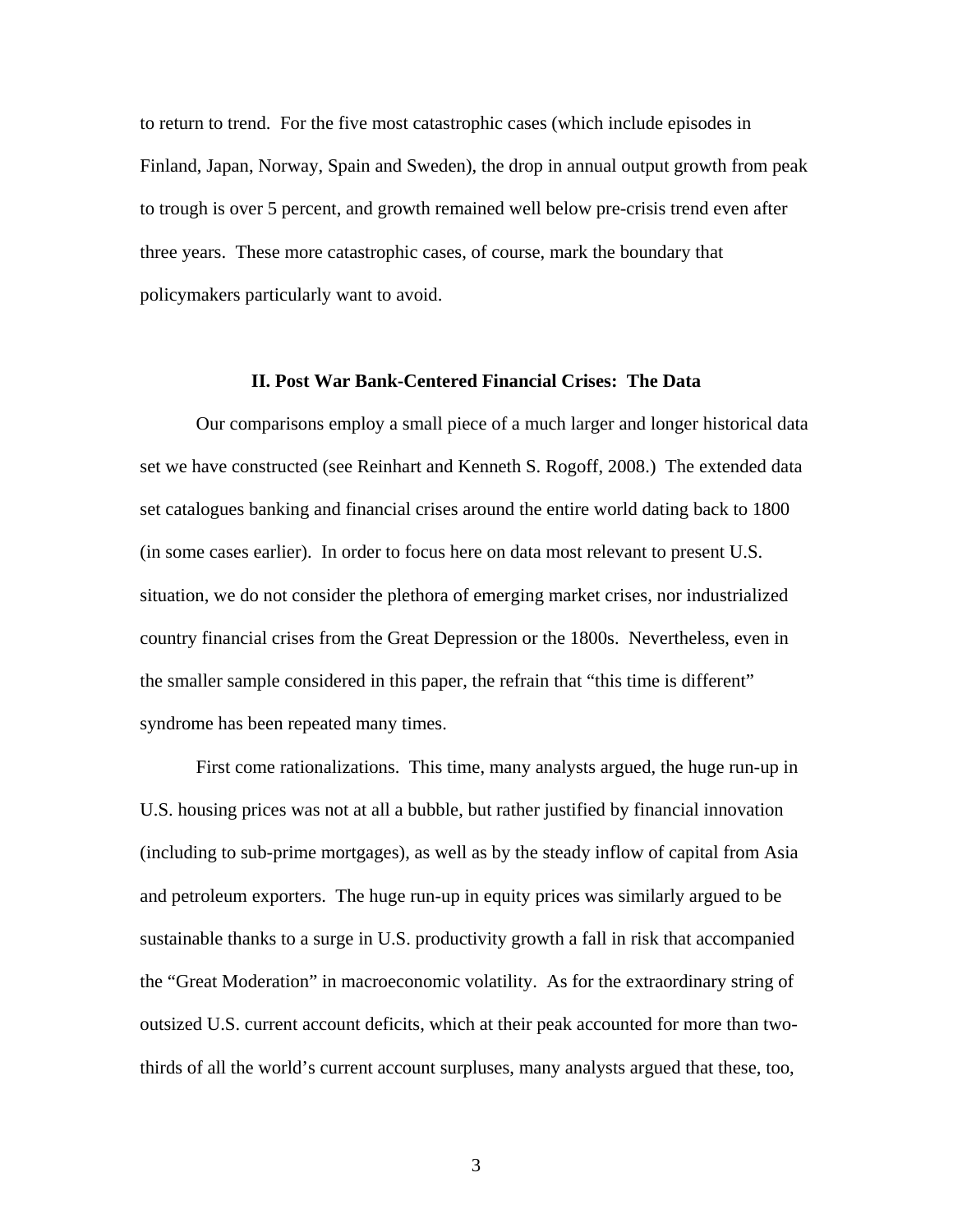to return to trend. For the five most catastrophic cases (which include episodes in Finland, Japan, Norway, Spain and Sweden), the drop in annual output growth from peak to trough is over 5 percent, and growth remained well below pre-crisis trend even after three years. These more catastrophic cases, of course, mark the boundary that policymakers particularly want to avoid.

## II. Post War Bank-Centered Financial Crises: The Data

Our comparisons employ a small piece of a much larger and longer historical data set we have constructed (see Reinhart and Kenneth S. Rogoff, 2008.) The extended data set catalogues banking and financial crises around the entire world dating back to 1800 (in some cases earlier). In order to focus here on data most relevant to present U.S. situation, we do not consider the plethora of emerging market crises, nor industrialized country financial crises from the Great Depression or the 1800s. Nevertheless, even in the smaller sample considered in this paper, the refrain that "this time is different" syndrome has been repeated many times.

First come rationalizations. This time, many analysts argued, the huge run-up in U.S. housing prices was not at all a bubble, but rather justified by financial innovation (including to sub-prime mortgages), as well as by the steady inflow of capital from Asia and petroleum exporters. The huge run-up in equity prices was similarly argued to be sustainable thanks to a surge in U.S. productivity growth a fall in risk that accompanied the "Great Moderation" in macroeconomic volatility. As for the extraordinary string of outsized U.S. current account deficits, which at their peak accounted for more than two-thirds of all the world's current account surpluses, many analysts argued that these, too,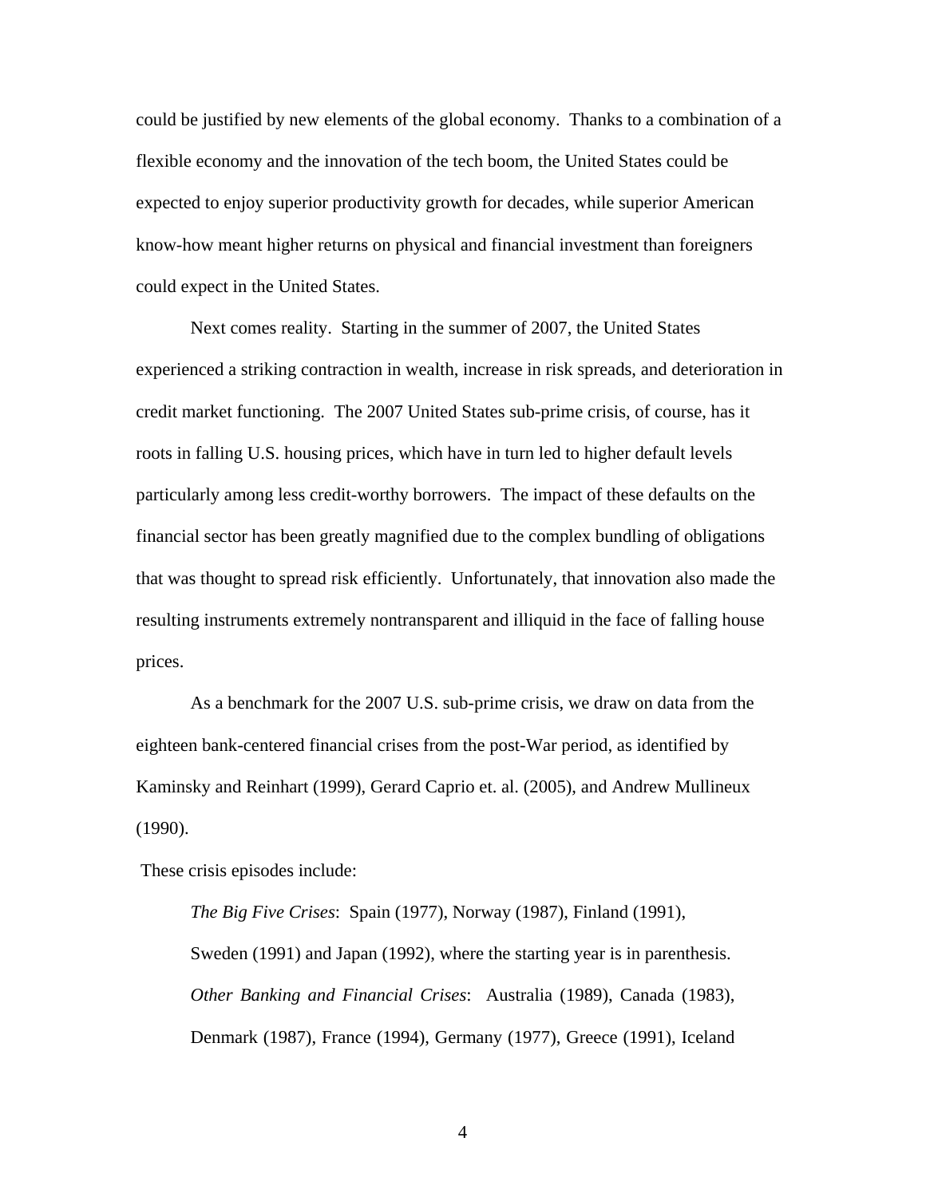could be justified by new elements of the global economy. Thanks to a combination of a flexible economy and the innovation of the tech boom, the United States could be expected to enjoy superior productivity growth for decades, while superior American know-how meant higher returns on physical and financial investment than foreigners could expect in the United States.

Next comes reality. Starting in the summer of 2007, the United States experienced a striking contraction in wealth, increase in risk spreads, and deterioration in credit market functioning. The 2007 United States sub-prime crisis, of course, has it roots in falling U.S. housing prices, which have in turn led to higher default levels particularly among less credit-worthy borrowers. The impact of these defaults on the financial sector has been greatly magnified due to the complex bundling of obligations that was thought to spread risk efficiently. Unfortunately, that innovation also made the resulting instruments extremely nontransparent and illiquid in the face of falling house prices.

As a benchmark for the 2007 U.S. sub-prime crisis, we draw on data from the eighteen bank-centered financial crises from the post-War period, as identified by Kaminsky and Reinhart (1999), Gerard Caprio et. al. (2005), and Andrew Mullineux (1990).

These crisis episodes include:

> *The Big Five Crises*: Spain (1977), Norway (1987), Finland (1991), Sweden (1991) and Japan (1992), where the starting year is in parenthesis.
>
> *Other Banking and Financial Crises*: Australia (1989), Canada (1983), Denmark (1987), France (1994), Germany (1977), Greece (1991), Iceland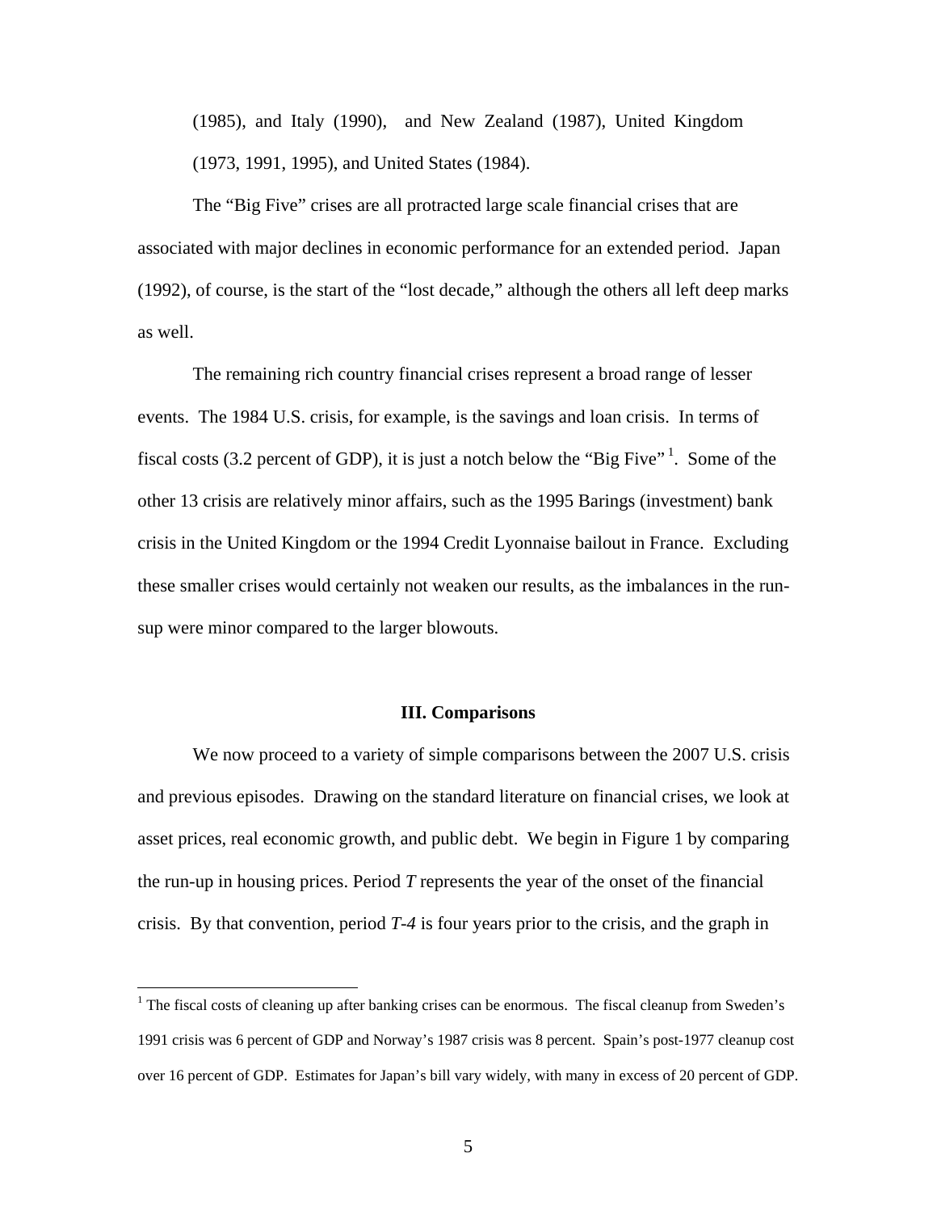(1985), and Italy (1990), and New Zealand (1987), United Kingdom (1973, 1991, 1995), and United States (1984).

The "Big Five" crises are all protracted large scale financial crises that are associated with major declines in economic performance for an extended period. Japan (1992), of course, is the start of the "lost decade," although the others all left deep marks as well.

The remaining rich country financial crises represent a broad range of lesser events. The 1984 U.S. crisis, for example, is the savings and loan crisis. In terms of fiscal costs (3.2 percent of GDP), it is just a notch below the "Big Five" [1]. Some of the other 13 crisis are relatively minor affairs, such as the 1995 Barings (investment) bank crisis in the United Kingdom or the 1994 Credit Lyonnaise bailout in France. Excluding these smaller crises would certainly not weaken our results, as the imbalances in the run-sup were minor compared to the larger blowouts.

## III. Comparisons

We now proceed to a variety of simple comparisons between the 2007 U.S. crisis and previous episodes. Drawing on the standard literature on financial crises, we look at asset prices, real economic growth, and public debt. We begin in Figure 1 by comparing the run-up in housing prices. Period *T* represents the year of the onset of the financial crisis. By that convention, period *T-4* is four years prior to the crisis, and the graph in

[1] The fiscal costs of cleaning up after banking crises can be enormous. The fiscal cleanup from Sweden's 1991 crisis was 6 percent of GDP and Norway's 1987 crisis was 8 percent. Spain's post-1977 cleanup cost over 16 percent of GDP. Estimates for Japan's bill vary widely, with many in excess of 20 percent of GDP.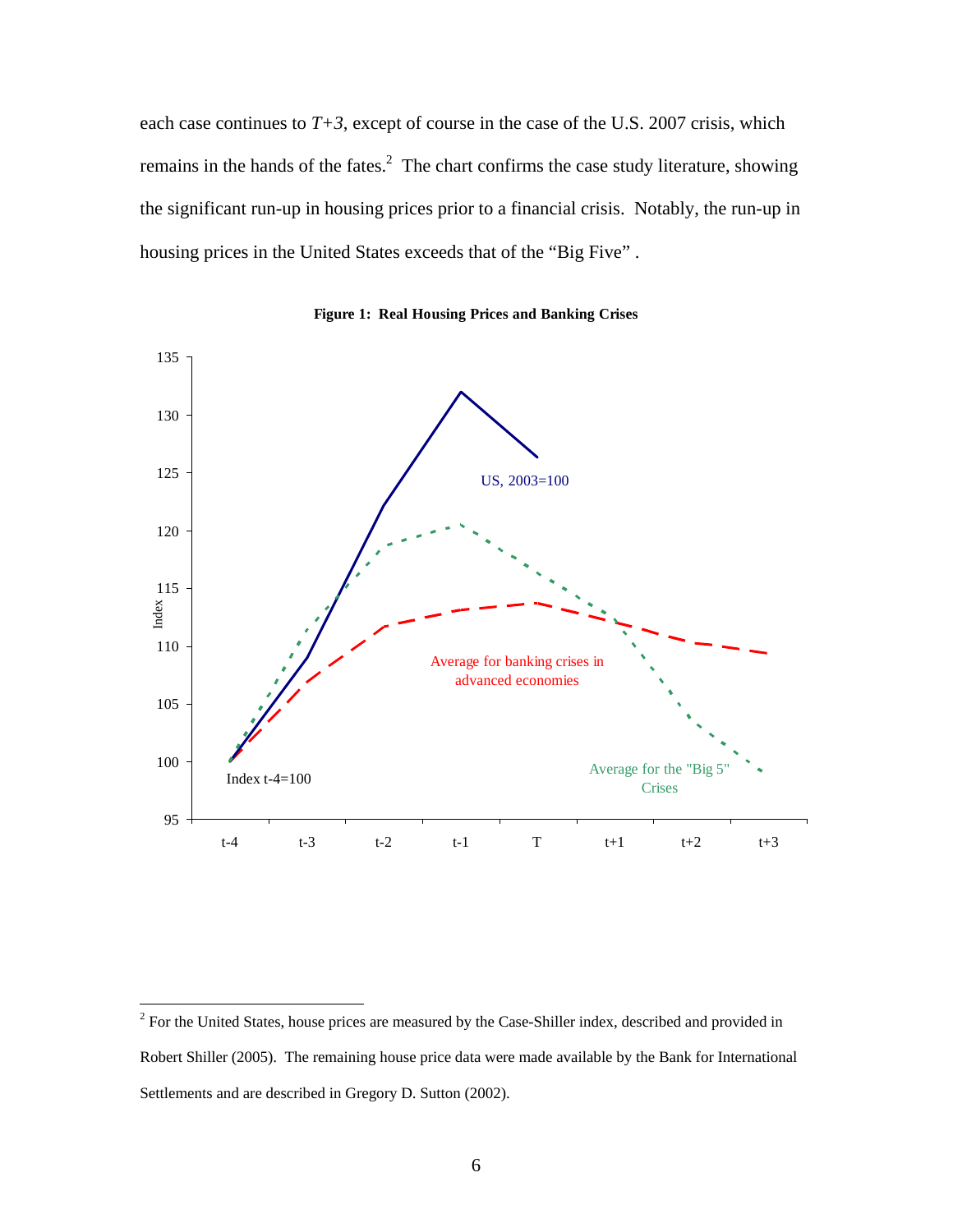each case continues to *T+3*, except of course in the case of the U.S. 2007 crisis, which remains in the hands of the fates.[2] The chart confirms the case study literature, showing the significant run-up in housing prices prior to a financial crisis. Notably, the run-up in housing prices in the United States exceeds that of the "Big Five" .

**Figure 1: Real Housing Prices and Banking Crises**

[2] For the United States, house prices are measured by the Case-Shiller index, described and provided in Robert Shiller (2005). The remaining house price data were made available by the Bank for International Settlements and are described in Gregory D. Sutton (2002).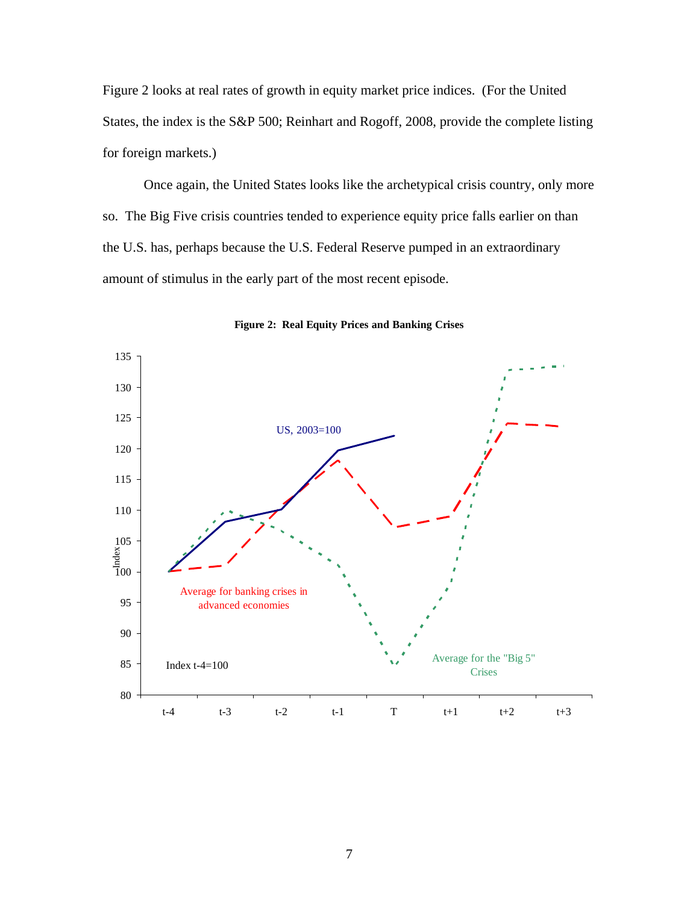Figure 2 looks at real rates of growth in equity market price indices. (For the United States, the index is the S&P 500; Reinhart and Rogoff, 2008, provide the complete listing for foreign markets.)

Once again, the United States looks like the archetypical crisis country, only more so. The Big Five crisis countries tended to experience equity price falls earlier on than the U.S. has, perhaps because the U.S. Federal Reserve pumped in an extraordinary amount of stimulus in the early part of the most recent episode.

**Figure 2: Real Equity Prices and Banking Crises**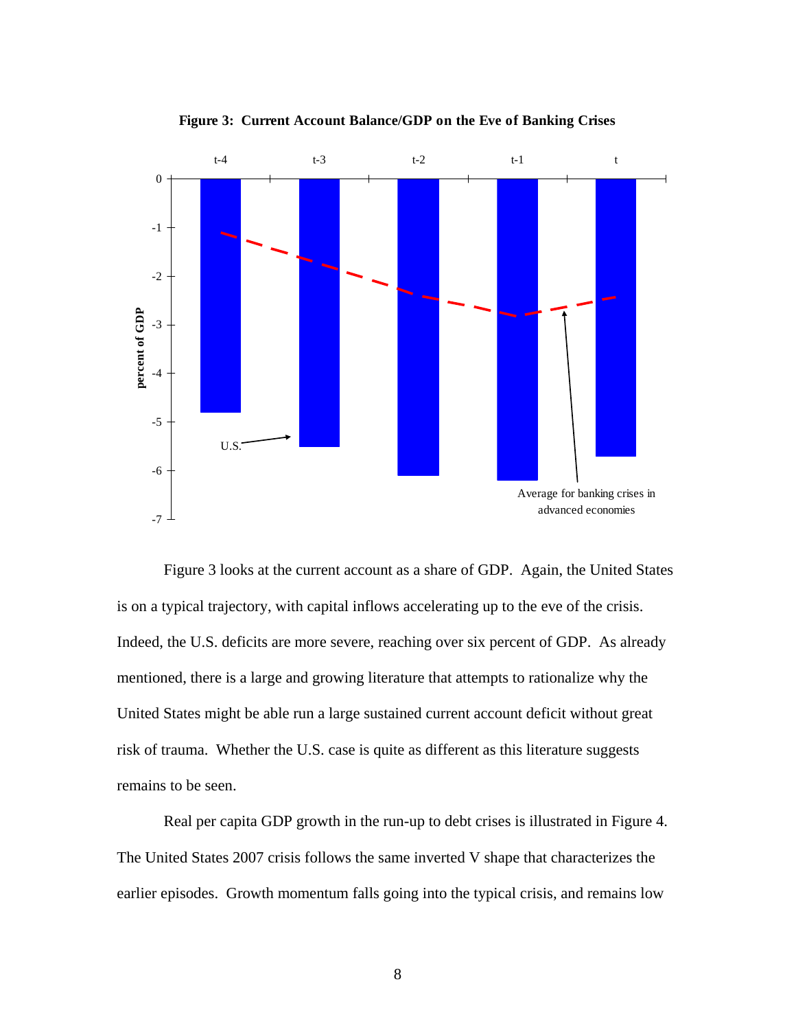**Figure 3: Current Account Balance/GDP on the Eve of Banking Crises**

Figure 3 looks at the current account as a share of GDP. Again, the United States is on a typical trajectory, with capital inflows accelerating up to the eve of the crisis. Indeed, the U.S. deficits are more severe, reaching over six percent of GDP. As already mentioned, there is a large and growing literature that attempts to rationalize why the United States might be able run a large sustained current account deficit without great risk of trauma. Whether the U.S. case is quite as different as this literature suggests remains to be seen.

Real per capita GDP growth in the run-up to debt crises is illustrated in Figure 4. The United States 2007 crisis follows the same inverted V shape that characterizes the earlier episodes. Growth momentum falls going into the typical crisis, and remains low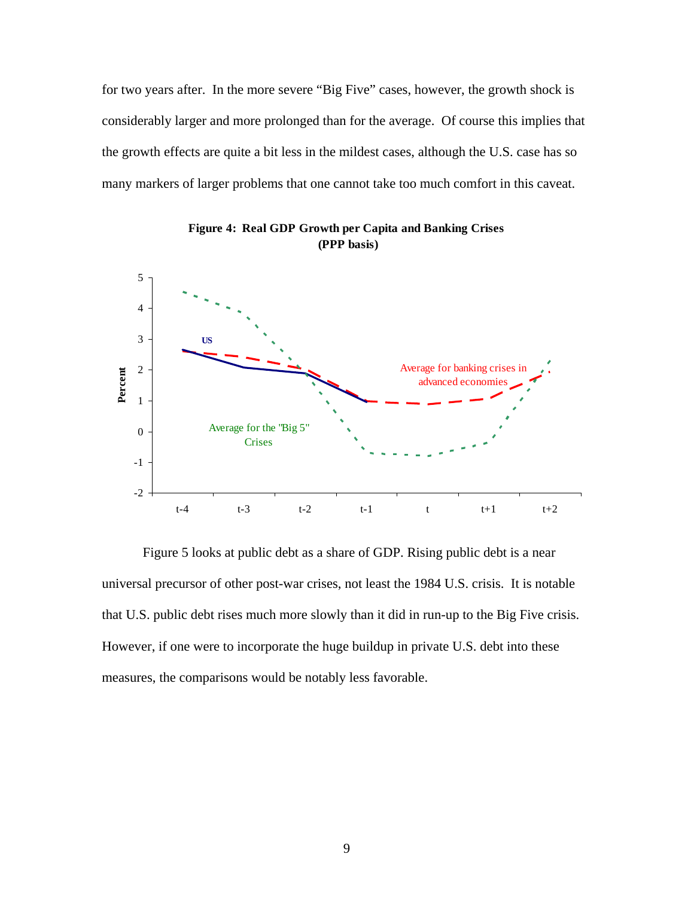for two years after. In the more severe "Big Five" cases, however, the growth shock is considerably larger and more prolonged than for the average. Of course this implies that the growth effects are quite a bit less in the mildest cases, although the U.S. case has so many markers of larger problems that one cannot take too much comfort in this caveat.

**Figure 4: Real GDP Growth per Capita and Banking Crises (PPP basis)**

Figure 5 looks at public debt as a share of GDP. Rising public debt is a near universal precursor of other post-war crises, not least the 1984 U.S. crisis. It is notable that U.S. public debt rises much more slowly than it did in run-up to the Big Five crisis. However, if one were to incorporate the huge buildup in private U.S. debt into these measures, the comparisons would be notably less favorable.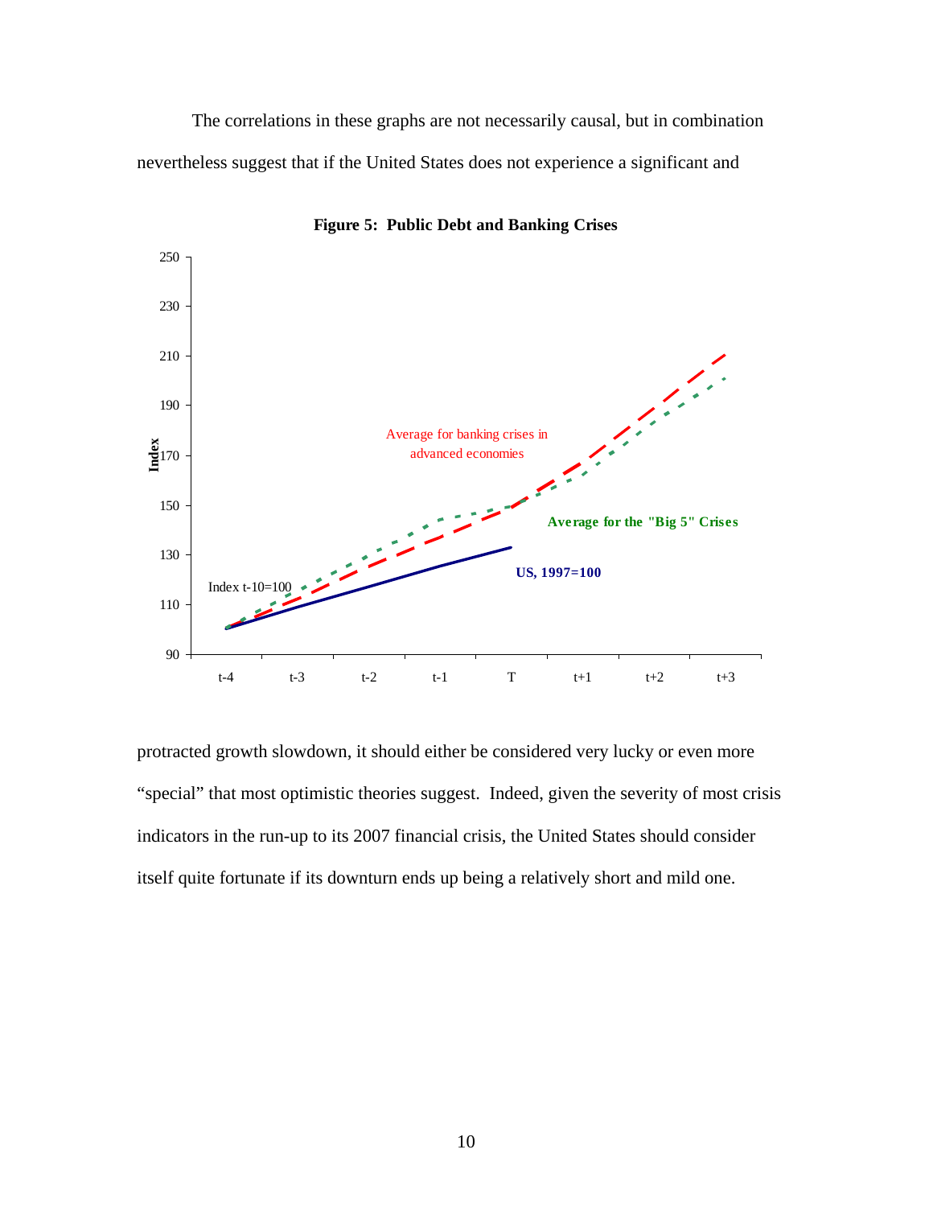The correlations in these graphs are not necessarily causal, but in combination nevertheless suggest that if the United States does not experience a significant and

**Figure 5: Public Debt and Banking Crises**

protracted growth slowdown, it should either be considered very lucky or even more "special" that most optimistic theories suggest. Indeed, given the severity of most crisis indicators in the run-up to its 2007 financial crisis, the United States should consider itself quite fortunate if its downturn ends up being a relatively short and mild one.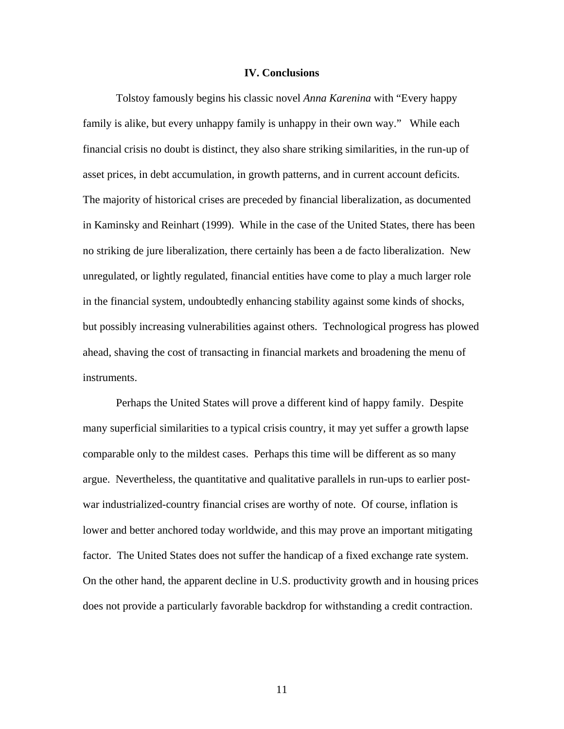## IV. Conclusions

Tolstoy famously begins his classic novel *Anna Karenina* with "Every happy family is alike, but every unhappy family is unhappy in their own way." While each financial crisis no doubt is distinct, they also share striking similarities, in the run-up of asset prices, in debt accumulation, in growth patterns, and in current account deficits. The majority of historical crises are preceded by financial liberalization, as documented in Kaminsky and Reinhart (1999). While in the case of the United States, there has been no striking de jure liberalization, there certainly has been a de facto liberalization. New unregulated, or lightly regulated, financial entities have come to play a much larger role in the financial system, undoubtedly enhancing stability against some kinds of shocks, but possibly increasing vulnerabilities against others. Technological progress has plowed ahead, shaving the cost of transacting in financial markets and broadening the menu of instruments.

Perhaps the United States will prove a different kind of happy family. Despite many superficial similarities to a typical crisis country, it may yet suffer a growth lapse comparable only to the mildest cases. Perhaps this time will be different as so many argue. Nevertheless, the quantitative and qualitative parallels in run-ups to earlier post-war industrialized-country financial crises are worthy of note. Of course, inflation is lower and better anchored today worldwide, and this may prove an important mitigating factor. The United States does not suffer the handicap of a fixed exchange rate system. On the other hand, the apparent decline in U.S. productivity growth and in housing prices does not provide a particularly favorable backdrop for withstanding a credit contraction.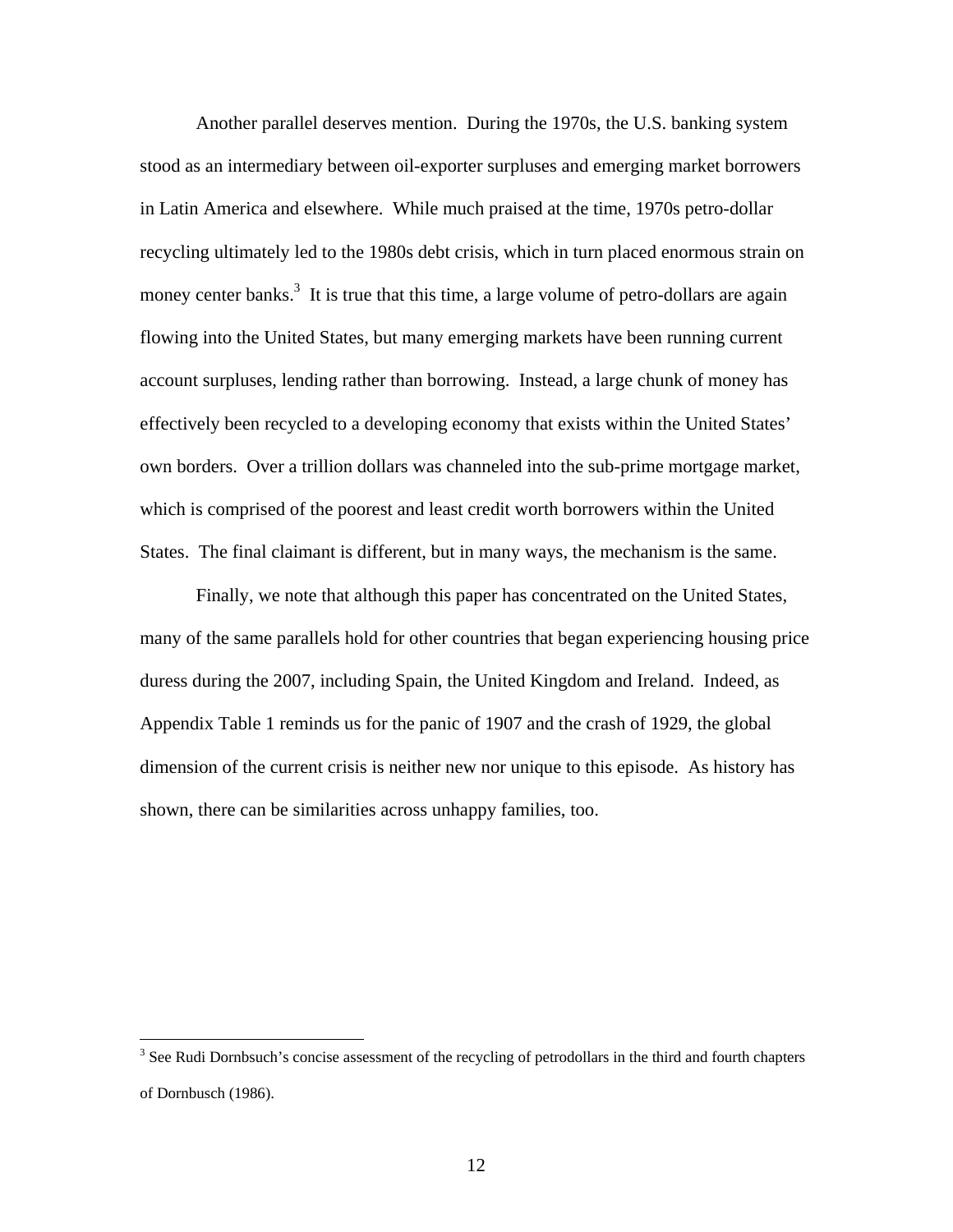Another parallel deserves mention. During the 1970s, the U.S. banking system stood as an intermediary between oil-exporter surpluses and emerging market borrowers in Latin America and elsewhere. While much praised at the time, 1970s petro-dollar recycling ultimately led to the 1980s debt crisis, which in turn placed enormous strain on money center banks.[3] It is true that this time, a large volume of petro-dollars are again flowing into the United States, but many emerging markets have been running current account surpluses, lending rather than borrowing. Instead, a large chunk of money has effectively been recycled to a developing economy that exists within the United States' own borders. Over a trillion dollars was channeled into the sub-prime mortgage market, which is comprised of the poorest and least credit worth borrowers within the United States. The final claimant is different, but in many ways, the mechanism is the same.

Finally, we note that although this paper has concentrated on the United States, many of the same parallels hold for other countries that began experiencing housing price duress during the 2007, including Spain, the United Kingdom and Ireland. Indeed, as Appendix Table 1 reminds us for the panic of 1907 and the crash of 1929, the global dimension of the current crisis is neither new nor unique to this episode. As history has shown, there can be similarities across unhappy families, too.

---

[3] See Rudi Dornbsuch's concise assessment of the recycling of petrodollars in the third and fourth chapters of Dornbusch (1986).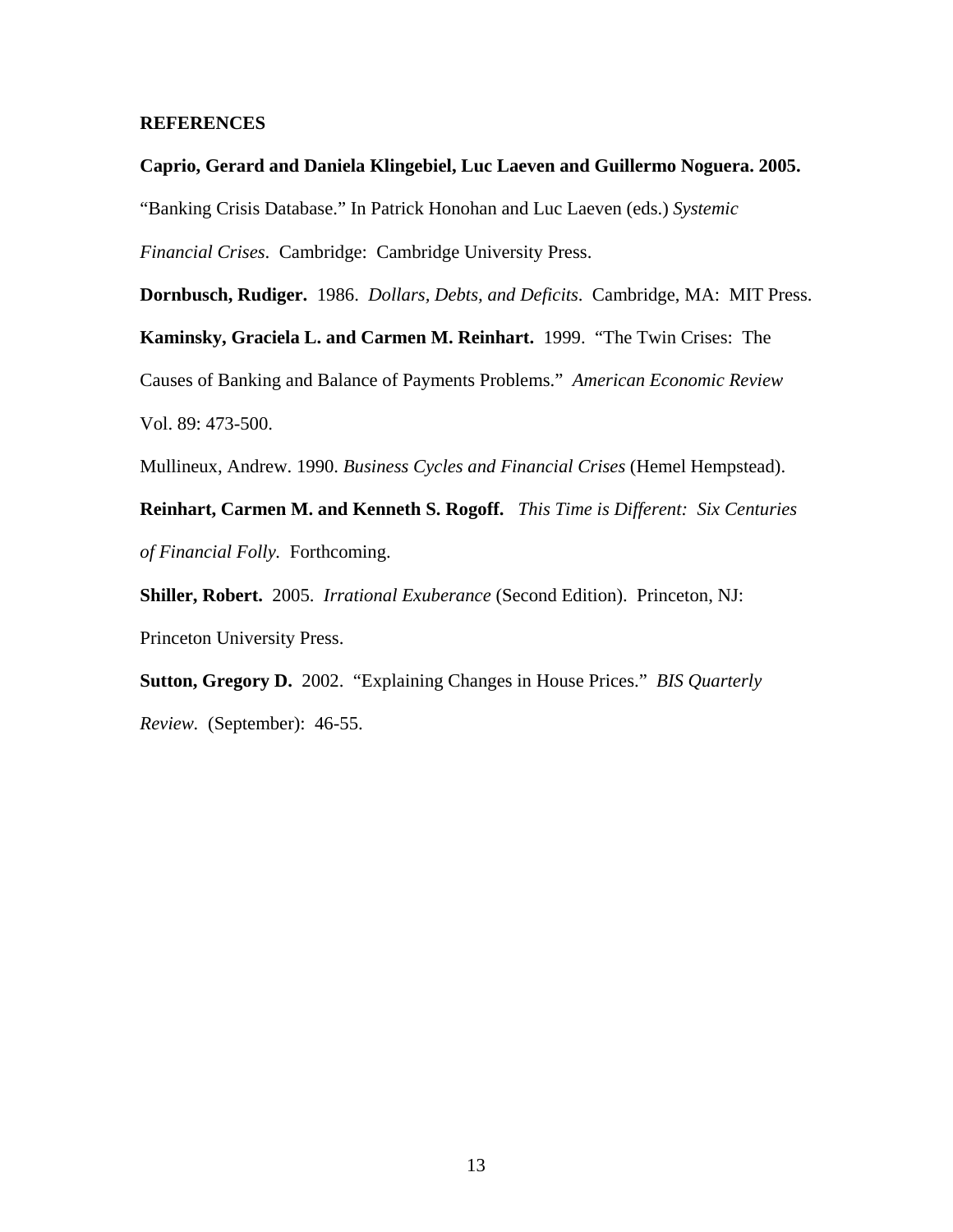**REFERENCES**

**Caprio, Gerard and Daniela Klingebiel, Luc Laeven and Guillermo Noguera. 2005.** "Banking Crisis Database." In Patrick Honohan and Luc Laeven (eds.) *Systemic Financial Crises*. Cambridge: Cambridge University Press.

**Dornbusch, Rudiger.** 1986. *Dollars, Debts, and Deficits*. Cambridge, MA: MIT Press.

**Kaminsky, Graciela L. and Carmen M. Reinhart.** 1999. "The Twin Crises: The Causes of Banking and Balance of Payments Problems." *American Economic Review* Vol. 89: 473-500.

Mullineux, Andrew. 1990. *Business Cycles and Financial Crises* (Hemel Hempstead).

**Reinhart, Carmen M. and Kenneth S. Rogoff.** *This Time is Different: Six Centuries of Financial Folly.* Forthcoming.

**Shiller, Robert.** 2005. *Irrational Exuberance* (Second Edition). Princeton, NJ: Princeton University Press.

**Sutton, Gregory D.** 2002. "Explaining Changes in House Prices." *BIS Quarterly Review.* (September): 46-55.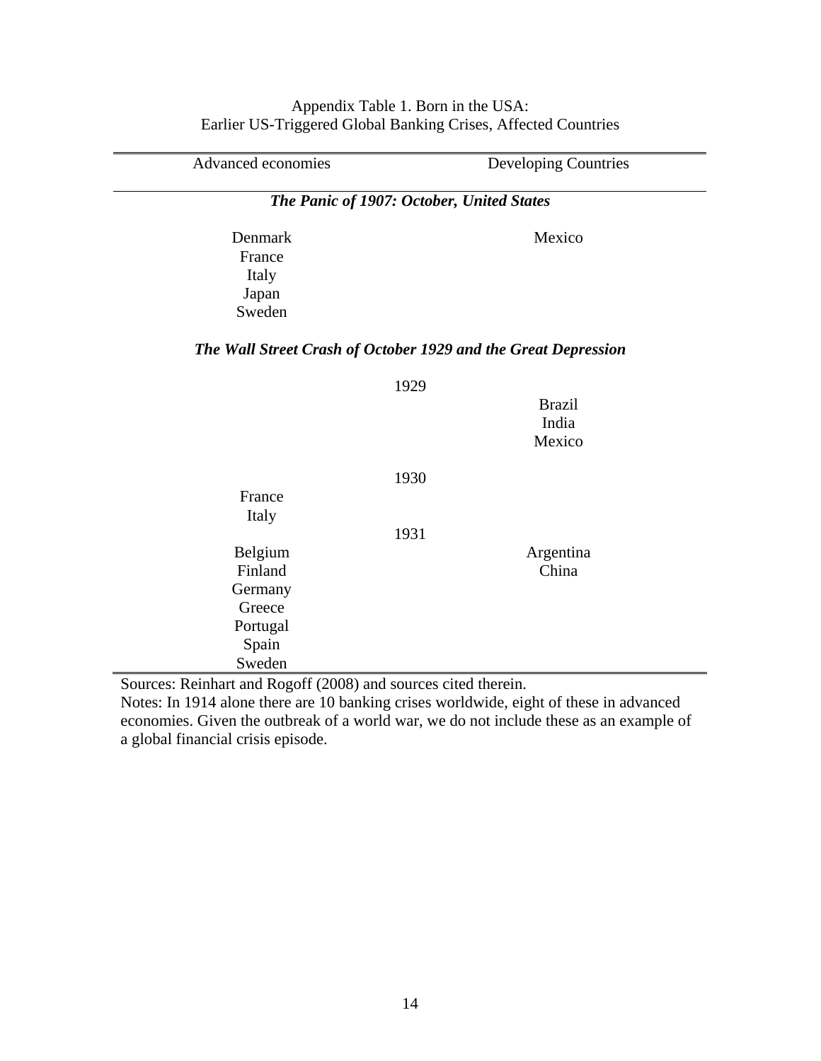Appendix Table 1. Born in the USA:
Earlier US-Triggered Global Banking Crises, Affected Countries

| Advanced economies | | Developing Countries |
|---|---|---|
| | ***The Panic of 1907: October, United States*** | |
| Denmark | | Mexico |
| France | | |
| Italy | | |
| Japan | | |
| Sweden | | |
| | ***The Wall Street Crash of October 1929 and the Great Depression*** | |
| | 1929 | |
| | | Brazil |
| | | India |
| | | Mexico |
| | 1930 | |
| France | | |
| Italy | | |
| | 1931 | |
| Belgium | | Argentina |
| Finland | | China |
| Germany | | |
| Greece | | |
| Portugal | | |
| Spain | | |
| Sweden | | |

Sources: Reinhart and Rogoff (2008) and sources cited therein.
Notes: In 1914 alone there are 10 banking crises worldwide, eight of these in advanced economies. Given the outbreak of a world war, we do not include these as an example of a global financial crisis episode.